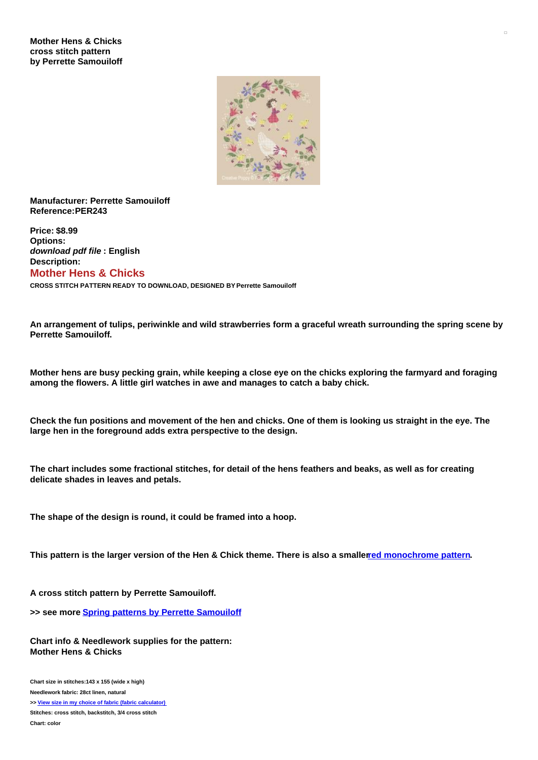**Mother Hens & Chicks**
**cross stitch pattern**
**by Perrette Samouiloff**

**Manufacturer: Perrette Samouiloff**
**Reference:PER243**

**Price: $8.99**
**Options:**
***download pdf file* : English**
**Description:**

## Mother Hens & Chicks

**CROSS STITCH PATTERN READY TO DOWNLOAD, DESIGNED BY Perrette Samouiloff**

**An arrangement of tulips, periwinkle and wild strawberries form a graceful wreath surrounding the spring scene by Perrette Samouiloff.**

**Mother hens are busy pecking grain, while keeping a close eye on the chicks exploring the farmyard and foraging among the flowers. A little girl watches in awe and manages to catch a baby chick.**

**Check the fun positions and movement of the hen and chicks. One of them is looking us straight in the eye. The large hen in the foreground adds extra perspective to the design.**

**The chart includes some fractional stitches, for detail of the hens feathers and beaks, as well as for creating delicate shades in leaves and petals.**

**The shape of the design is round, it could be framed into a hoop.**

**This pattern is the larger version of the Hen & Chick theme. There is also a smaller red monochrome pattern.**

**A cross stitch pattern by Perrette Samouiloff.**

**>> see more Spring patterns by Perrette Samouiloff**

**Chart info & Needlework supplies for the pattern:**
**Mother Hens & Chicks**

**Chart size in stitches:143 x 155 (wide x high)**

**Needlework fabric: 28ct linen, natural**

**>> View size in my choice of fabric (fabric calculator)**

**Stitches: cross stitch, backstitch, 3/4 cross stitch**

**Chart: color**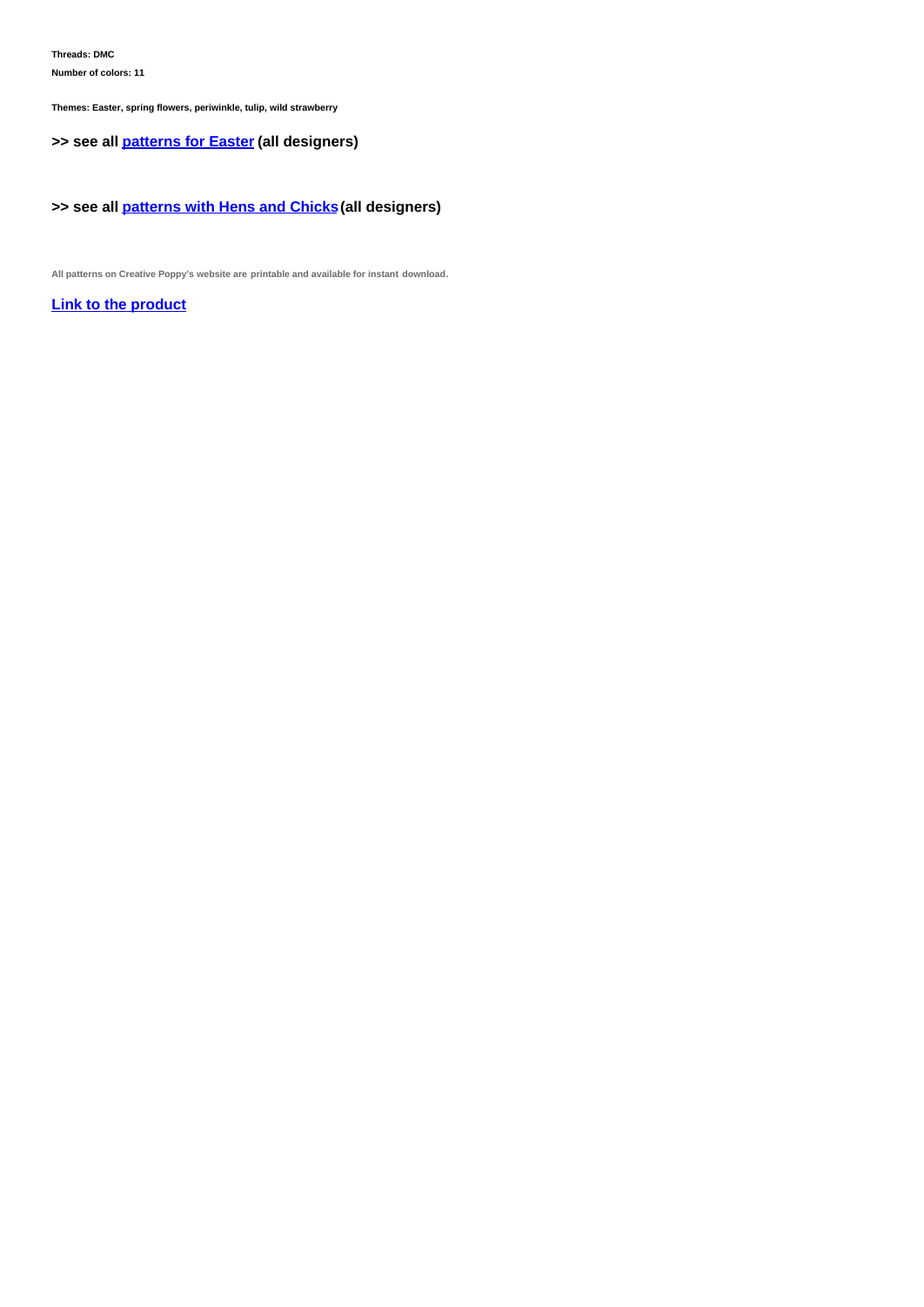**Threads: DMC**

**Number of colors: 11**

**Themes: Easter, spring flowers, periwinkle, tulip, wild strawberry**

**>> see all [patterns for Easter](#) (all designers)**

**>> see all [patterns with Hens and Chicks](#) (all designers)**

**All patterns on Creative Poppy's website are printable and available for instant download.**

**[Link to the product](#)**